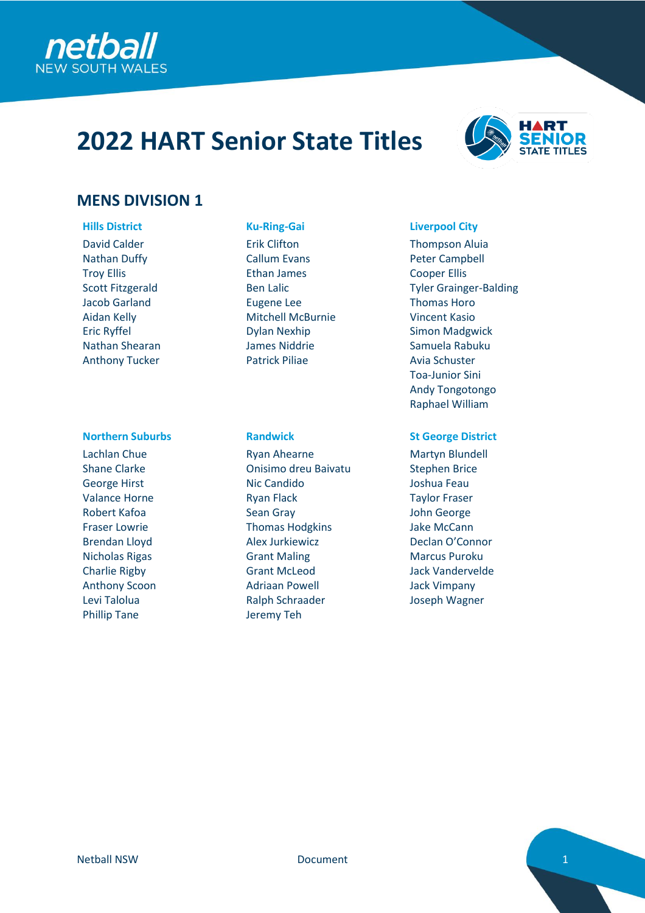# 2022 HART Senior State Titles

## MENS DIVISION 1

### Hills District

David Calder
Nathan Duffy
Troy Ellis
Scott Fitzgerald
Jacob Garland
Aidan Kelly
Eric Ryffel
Nathan Shearan
Anthony Tucker

### Ku-Ring-Gai

Erik Clifton
Callum Evans
Ethan James
Ben Lalic
Eugene Lee
Mitchell McBurnie
Dylan Nexhip
James Niddrie
Patrick Piliae

### Liverpool City

Thompson Aluia
Peter Campbell
Cooper Ellis
Tyler Grainger-Balding
Thomas Horo
Vincent Kasio
Simon Madgwick
Samuela Rabuku
Avia Schuster
Toa-Junior Sini
Andy Tongotongo
Raphael William

### Northern Suburbs

Lachlan Chue
Shane Clarke
George Hirst
Valance Horne
Robert Kafoa
Fraser Lowrie
Brendan Lloyd
Nicholas Rigas
Charlie Rigby
Anthony Scoon
Levi Talolua
Phillip Tane

### Randwick

Ryan Ahearne
Onisimo dreu Baivatu
Nic Candido
Ryan Flack
Sean Gray
Thomas Hodgkins
Alex Jurkiewicz
Grant Maling
Grant McLeod
Adriaan Powell
Ralph Schraader
Jeremy Teh

### St George District

Martyn Blundell
Stephen Brice
Joshua Feau
Taylor Fraser
John George
Jake McCann
Declan O'Connor
Marcus Puroku
Jack Vandervelde
Jack Vimpany
Joseph Wagner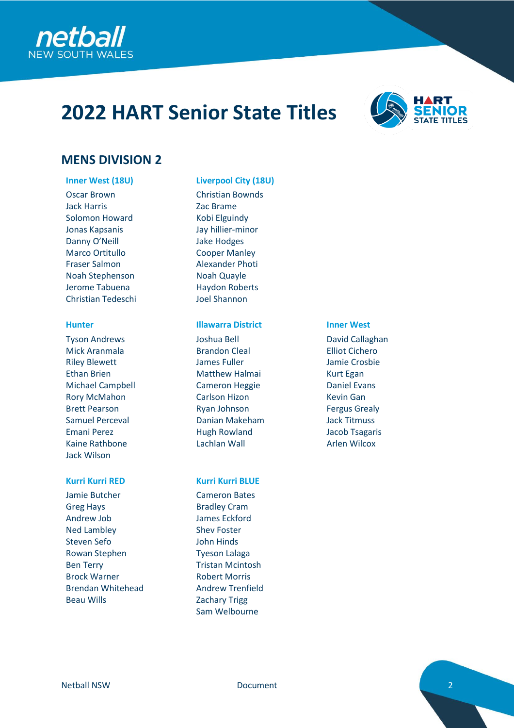# 2022 HART Senior State Titles

## MENS DIVISION 2

### Inner West (18U)

Oscar Brown
Jack Harris
Solomon Howard
Jonas Kapsanis
Danny O'Neill
Marco Ortitullo
Fraser Salmon
Noah Stephenson
Jerome Tabuena
Christian Tedeschi

### Liverpool City (18U)

Christian Bownds
Zac Brame
Kobi Elguindy
Jay hillier-minor
Jake Hodges
Cooper Manley
Alexander Photi
Noah Quayle
Haydon Roberts
Joel Shannon

### Hunter

Tyson Andrews
Mick Aranmala
Riley Blewett
Ethan Brien
Michael Campbell
Rory McMahon
Brett Pearson
Samuel Perceval
Emani Perez
Kaine Rathbone
Jack Wilson

### Illawarra District

Joshua Bell
Brandon Cleal
James Fuller
Matthew Halmai
Cameron Heggie
Carlson Hizon
Ryan Johnson
Danian Makeham
Hugh Rowland
Lachlan Wall

### Inner West

David Callaghan
Elliot Cichero
Jamie Crosbie
Kurt Egan
Daniel Evans
Kevin Gan
Fergus Grealy
Jack Titmuss
Jacob Tsagaris
Arlen Wilcox

### Kurri Kurri RED

Jamie Butcher
Greg Hays
Andrew Job
Ned Lambley
Steven Sefo
Rowan Stephen
Ben Terry
Brock Warner
Brendan Whitehead
Beau Wills

### Kurri Kurri BLUE

Cameron Bates
Bradley Cram
James Eckford
Shev Foster
John Hinds
Tyeson Lalaga
Tristan Mcintosh
Robert Morris
Andrew Trenfield
Zachary Trigg
Sam Welbourne